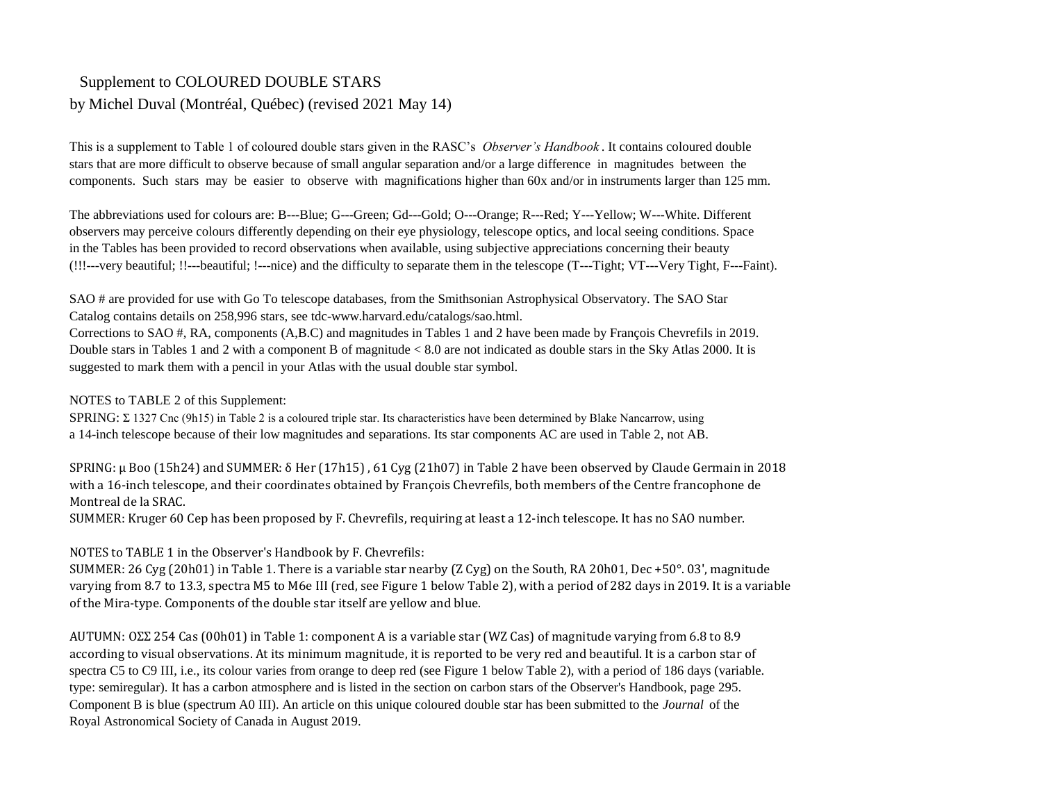# Supplement to COLOURED DOUBLE STARS

by Michel Duval (Montréal, Québec) (revised 2021 May 14)

This is a supplement to Table 1 of coloured double stars given in the RASC's *Observer's Handbook*. It contains coloured double stars that are more difficult to observe because of small angular separation and/or a large difference in magnitudes between the components. Such stars may be easier to observe with magnifications higher than 60x and/or in instruments larger than 125 mm.

The abbreviations used for colours are: B---Blue; G---Green; Gd---Gold; O---Orange; R---Red; Y---Yellow; W---White. Different observers may perceive colours differently depending on their eye physiology, telescope optics, and local seeing conditions. Space in the Tables has been provided to record observations when available, using subjective appreciations concerning their beauty (!!!---very beautiful; !!---beautiful; !---nice) and the difficulty to separate them in the telescope (T---Tight; VT---Very Tight, F---Faint).

SAO # are provided for use with Go To telescope databases, from the Smithsonian Astrophysical Observatory. The SAO Star Catalog contains details on 258,996 stars, see tdc-www.harvard.edu/catalogs/sao.html.
Corrections to SAO #, RA, components (A,B.C) and magnitudes in Tables 1 and 2 have been made by François Chevrefils in 2019. Double stars in Tables 1 and 2 with a component B of magnitude < 8.0 are not indicated as double stars in the Sky Atlas 2000. It is suggested to mark them with a pencil in your Atlas with the usual double star symbol.

NOTES to TABLE 2 of this Supplement:
SPRING: Σ 1327 Cnc (9h15) in Table 2 is a coloured triple star. Its characteristics have been determined by Blake Nancarrow, using a 14-inch telescope because of their low magnitudes and separations. Its star components AC are used in Table 2, not AB.

SPRING: μ Boo (15h24) and SUMMER: δ Her (17h15) , 61 Cyg (21h07) in Table 2 have been observed by Claude Germain in 2018 with a 16-inch telescope, and their coordinates obtained by François Chevrefils, both members of the Centre francophone de Montreal de la SRAC.
SUMMER: Kruger 60 Cep has been proposed by F. Chevrefils, requiring at least a 12-inch telescope. It has no SAO number.

NOTES to TABLE 1 in the Observer's Handbook by F. Chevrefils:
SUMMER: 26 Cyg (20h01) in Table 1. There is a variable star nearby (Z Cyg) on the South, RA 20h01, Dec +50°. 03', magnitude varying from 8.7 to 13.3, spectra M5 to M6e III (red, see Figure 1 below Table 2), with a period of 282 days in 2019. It is a variable of the Mira-type. Components of the double star itself are yellow and blue.

AUTUMN: OΣΣ 254 Cas (00h01) in Table 1: component A is a variable star (WZ Cas) of magnitude varying from 6.8 to 8.9 according to visual observations. At its minimum magnitude, it is reported to be very red and beautiful. It is a carbon star of spectra C5 to C9 III, i.e., its colour varies from orange to deep red (see Figure 1 below Table 2), with a period of 186 days (variable. type: semiregular). It has a carbon atmosphere and is listed in the section on carbon stars of the Observer's Handbook, page 295. Component B is blue (spectrum A0 III). An article on this unique coloured double star has been submitted to the *Journal* of the Royal Astronomical Society of Canada in August 2019.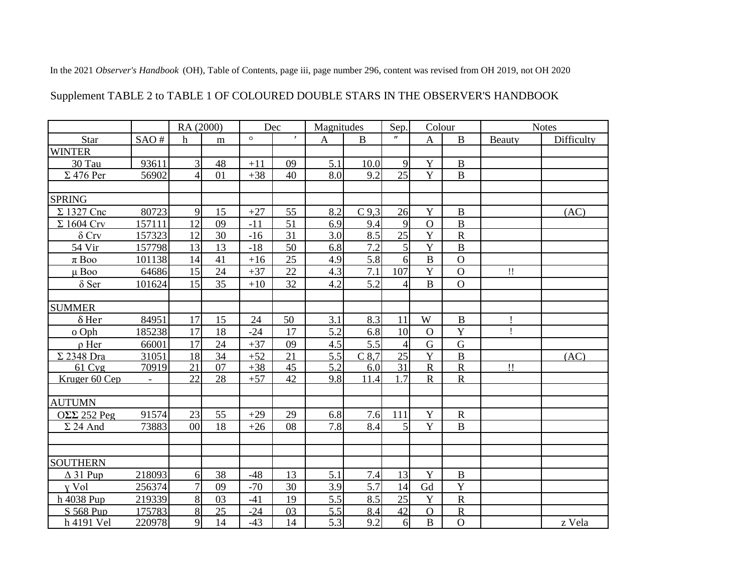In the 2021 *Observer's Handbook* (OH), Table of Contents, page iii, page number 296, content was revised from OH 2019, not OH 2020

Supplement TABLE 2 to TABLE 1 OF COLOURED DOUBLE STARS IN THE OBSERVER'S HANDBOOK

| | | RA (2000) | | Dec | | Magnitudes | | Sep. | Colour | | Notes | |
|---|---|---|---|---|---|---|---|---|---|---|---|---|
| Star | SAO # | h | m | ° | ′ | A | B | ″ | A | B | Beauty | Difficulty |
| WINTER | | | | | | | | | | | | |
| 30 Tau | 93611 | 3 | 48 | +11 | 09 | 5.1 | 10.0 | 9 | Y | B | | |
| Σ 476 Per | 56902 | 4 | 01 | +38 | 40 | 8.0 | 9.2 | 25 | Y | B | | |
| | | | | | | | | | | | | |
| SPRING | | | | | | | | | | | | |
| Σ 1327 Cnc | 80723 | 9 | 15 | +27 | 55 | 8.2 | C 9,3 | 26 | Y | B | | (AC) |
| Σ 1604 Crv | 157111 | 12 | 09 | -11 | 51 | 6.9 | 9.4 | 9 | O | B | | |
| δ Crv | 157323 | 12 | 30 | -16 | 31 | 3.0 | 8.5 | 25 | Y | R | | |
| 54 Vir | 157798 | 13 | 13 | -18 | 50 | 6.8 | 7.2 | 5 | Y | B | | |
| π Boo | 101138 | 14 | 41 | +16 | 25 | 4.9 | 5.8 | 6 | B | O | | |
| μ Boo | 64686 | 15 | 24 | +37 | 22 | 4.3 | 7.1 | 107 | Y | O | !! | |
| δ Ser | 101624 | 15 | 35 | +10 | 32 | 4.2 | 5.2 | 4 | B | O | | |
| | | | | | | | | | | | | |
| SUMMER | | | | | | | | | | | | |
| δ Her | 84951 | 17 | 15 | 24 | 50 | 3.1 | 8.3 | 11 | W | B | ! | |
| o Oph | 185238 | 17 | 18 | -24 | 17 | 5.2 | 6.8 | 10 | O | Y | ! | |
| ρ Her | 66001 | 17 | 24 | +37 | 09 | 4.5 | 5.5 | 4 | G | G | | |
| Σ 2348 Dra | 31051 | 18 | 34 | +52 | 21 | 5.5 | C 8,7 | 25 | Y | B | | (AC) |
| 61 Cyg | 70919 | 21 | 07 | +38 | 45 | 5.2 | 6.0 | 31 | R | R | !! | |
| Kruger 60 Cep | - | 22 | 28 | +57 | 42 | 9.8 | 11.4 | 1.7 | R | R | | |
| | | | | | | | | | | | | |
| AUTUMN | | | | | | | | | | | | |
| OΣΣ 252 Peg | 91574 | 23 | 55 | +29 | 29 | 6.8 | 7.6 | 111 | Y | R | | |
| Σ 24 And | 73883 | 00 | 18 | +26 | 08 | 7.8 | 8.4 | 5 | Y | B | | |
| | | | | | | | | | | | | |
| | | | | | | | | | | | | |
| SOUTHERN | | | | | | | | | | | | |
| Δ 31 Pup | 218093 | 6 | 38 | -48 | 13 | 5.1 | 7.4 | 13 | Y | B | | |
| γ Vol | 256374 | 7 | 09 | -70 | 30 | 3.9 | 5.7 | 14 | Gd | Y | | |
| h 4038 Pup | 219339 | 8 | 03 | -41 | 19 | 5.5 | 8.5 | 25 | Y | R | | |
| S 568 Pup | 175783 | 8 | 25 | -24 | 03 | 5.5 | 8.4 | 42 | O | R | | |
| h 4191 Vel | 220978 | 9 | 14 | -43 | 14 | 5.3 | 9.2 | 6 | B | O | | z Vela |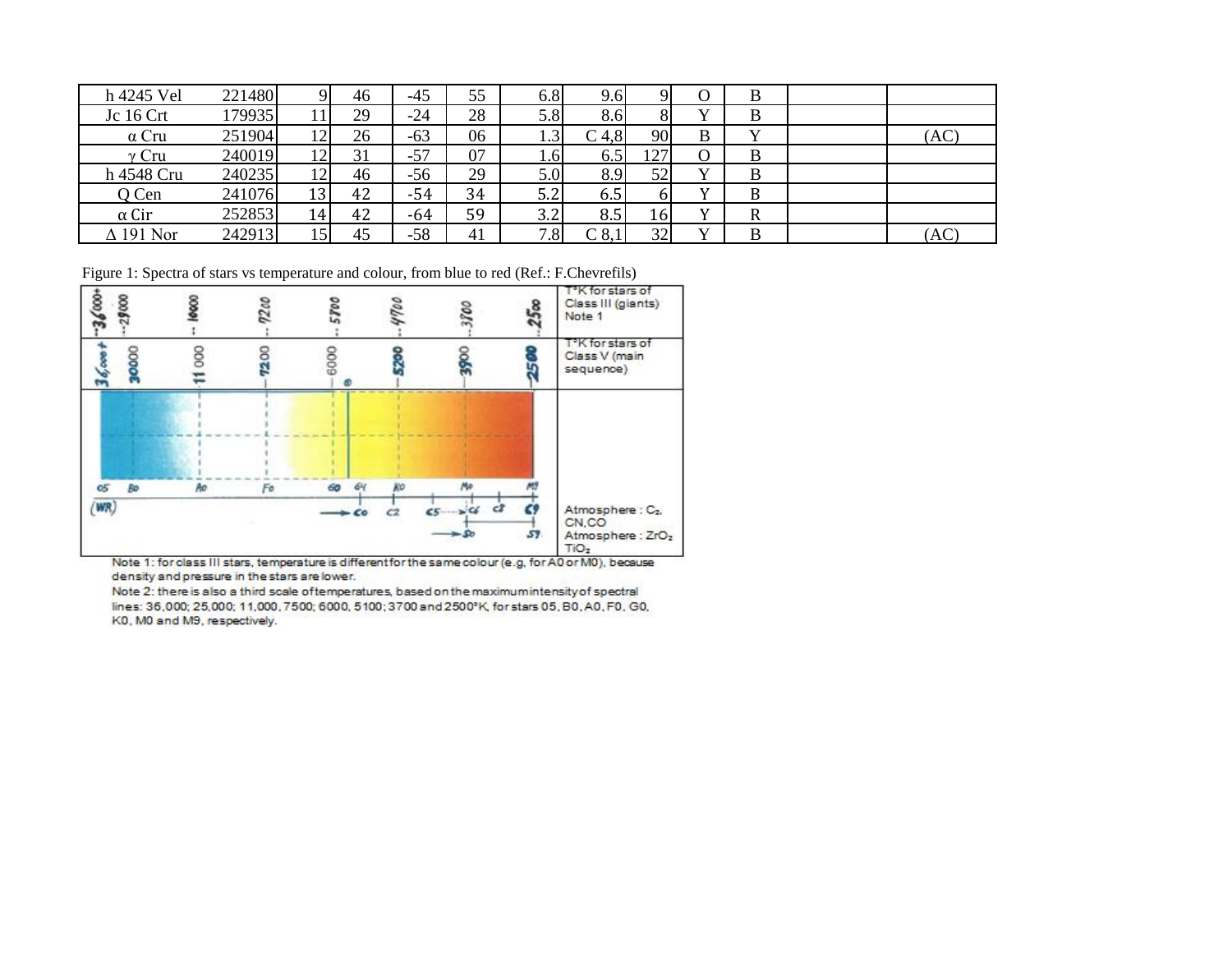| | | | | | | | | | | | | |
|---|---|---|---|---|---|---|---|---|---|---|---|---|
| h 4245 Vel | 221480 | 9 | 46 | -45 | 55 | 6.8 | 9.6 | 9 | O | B | | |
| Jc 16 Crt | 179935 | 11 | 29 | -24 | 28 | 5.8 | 8.6 | 8 | Y | B | | |
| α Cru | 251904 | 12 | 26 | -63 | 06 | 1.3 | C 4,8 | 90 | B | Y | | (AC) |
| γ Cru | 240019 | 12 | 31 | -57 | 07 | 1.6 | 6.5 | 127 | O | B | | |
| h 4548 Cru | 240235 | 12 | 46 | -56 | 29 | 5.0 | 8.9 | 52 | Y | B | | |
| Q Cen | 241076 | 13 | 42 | -54 | 34 | 5.2 | 6.5 | 6 | Y | B | | |
| α Cir | 252853 | 14 | 42 | -64 | 59 | 3.2 | 8.5 | 16 | Y | R | | |
| Δ 191 Nor | 242913 | 15 | 45 | -58 | 41 | 7.8 | C 8,1 | 32 | Y | B | | (AC) |

Figure 1: Spectra of stars vs temperature and colour, from blue to red (Ref.: F.Chevrefils)

36,000+ 29000 16000 7200 5700 4900 3800 2500

T°K for stars of Class III (giants) Note 1

36,000+ 30000 11 000 7200 6000 5200 3900 2500

T°K for stars of Class V (main sequence)

O5 B0 A0 F0 G0 G4 K0 M0 M9

(WR)

C0 C2 C5 C6 C8 C9

S0 S9

Atmosphere : $C_2$, CN,CO

Atmosphere : $ZrO_2$ $TiO_2$

Note 1: for class III stars, temperature is different for the same colour (e.g. for A0 or M0), because density and pressure in the stars are lower.

Note 2: there is also a third scale of temperatures, based on the maximum intensity of spectral lines: 36,000; 25,000; 11,000, 7500; 6000, 5100; 3700 and 2500°K, for stars O5, B0, A0, F0, G0, K0, M0 and M9, respectively.